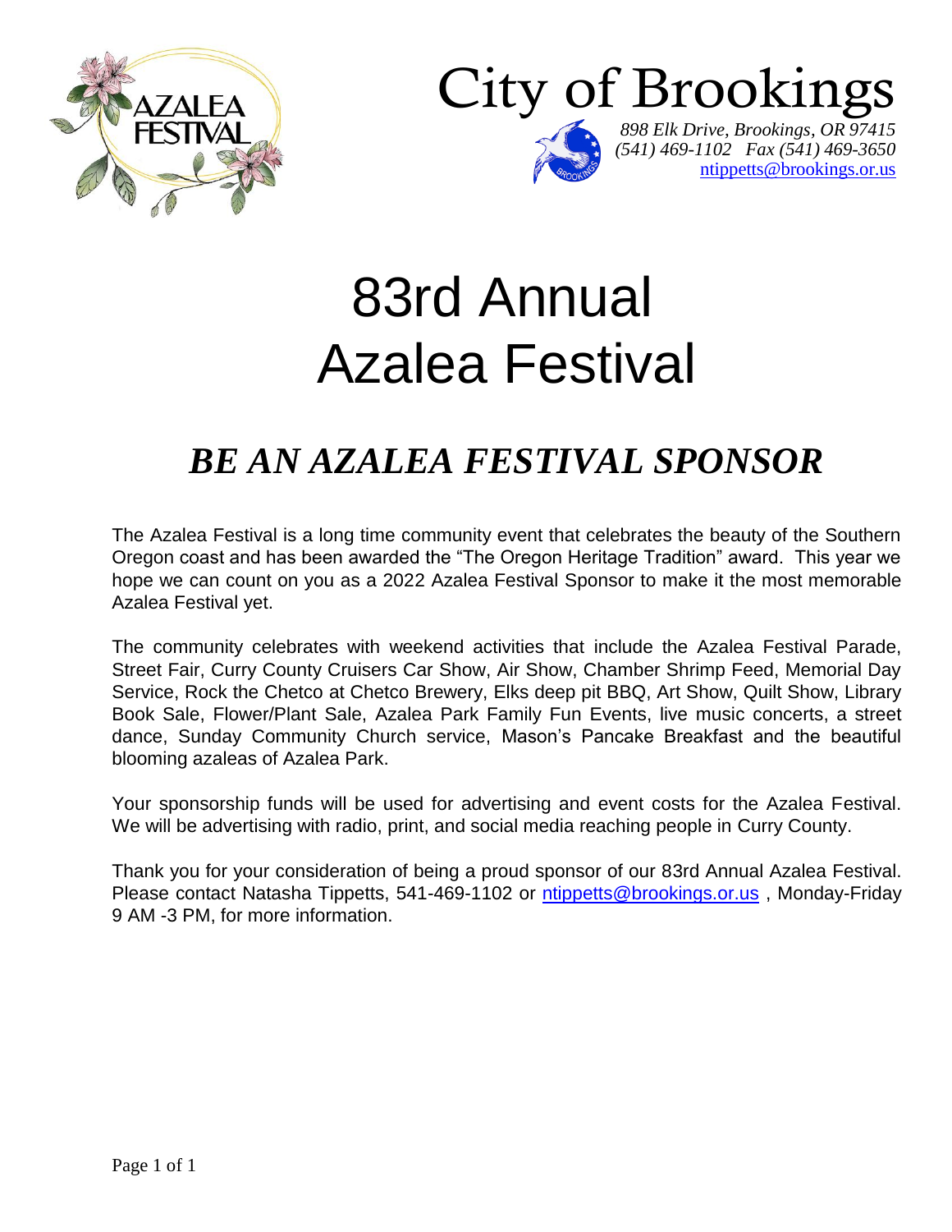AZALEA FESTIVAL

# City of Brookings

*898 Elk Drive, Brookings, OR 97415*
*(541) 469-1102   Fax (541) 469-3650*
ntippetts@brookings.or.us

# 83rd Annual
# Azalea Festival

## *BE AN AZALEA FESTIVAL SPONSOR*

The Azalea Festival is a long time community event that celebrates the beauty of the Southern Oregon coast and has been awarded the "The Oregon Heritage Tradition" award. This year we hope we can count on you as a 2022 Azalea Festival Sponsor to make it the most memorable Azalea Festival yet.

The community celebrates with weekend activities that include the Azalea Festival Parade, Street Fair, Curry County Cruisers Car Show, Air Show, Chamber Shrimp Feed, Memorial Day Service, Rock the Chetco at Chetco Brewery, Elks deep pit BBQ, Art Show, Quilt Show, Library Book Sale, Flower/Plant Sale, Azalea Park Family Fun Events, live music concerts, a street dance, Sunday Community Church service, Mason's Pancake Breakfast and the beautiful blooming azaleas of Azalea Park.

Your sponsorship funds will be used for advertising and event costs for the Azalea Festival. We will be advertising with radio, print, and social media reaching people in Curry County.

Thank you for your consideration of being a proud sponsor of our 83rd Annual Azalea Festival. Please contact Natasha Tippetts, 541-469-1102 or ntippetts@brookings.or.us , Monday-Friday 9 AM -3 PM, for more information.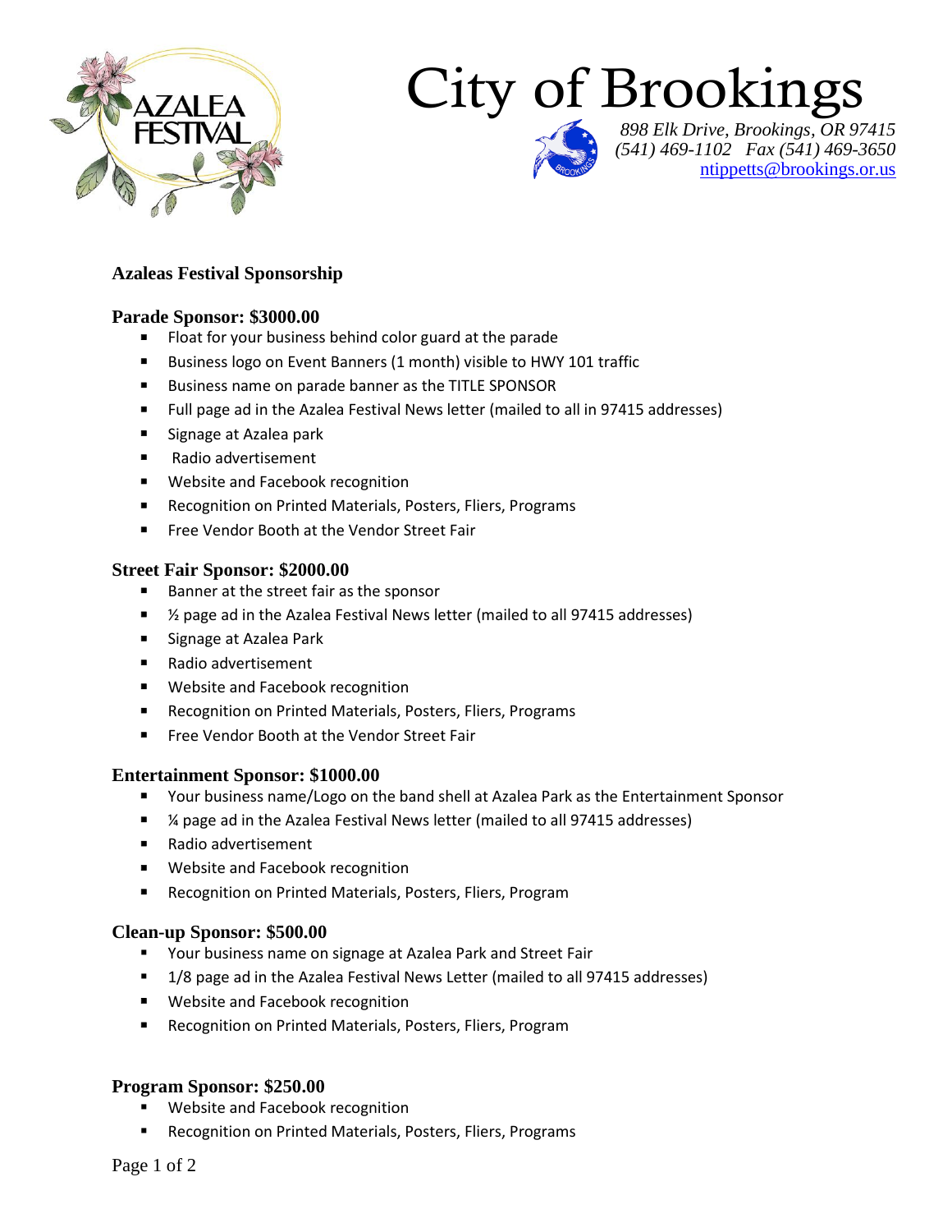# City of Brookings

*898 Elk Drive, Brookings, OR 97415*
*(541) 469-1102 Fax (541) 469-3650*
ntippetts@brookings.or.us

## Azaleas Festival Sponsorship

### Parade Sponsor: $3000.00

- Float for your business behind color guard at the parade
- Business logo on Event Banners (1 month) visible to HWY 101 traffic
- Business name on parade banner as the TITLE SPONSOR
- Full page ad in the Azalea Festival News letter (mailed to all in 97415 addresses)
- Signage at Azalea park
- Radio advertisement
- Website and Facebook recognition
- Recognition on Printed Materials, Posters, Fliers, Programs
- Free Vendor Booth at the Vendor Street Fair

### Street Fair Sponsor: $2000.00

- Banner at the street fair as the sponsor
- ½ page ad in the Azalea Festival News letter (mailed to all 97415 addresses)
- Signage at Azalea Park
- Radio advertisement
- Website and Facebook recognition
- Recognition on Printed Materials, Posters, Fliers, Programs
- Free Vendor Booth at the Vendor Street Fair

### Entertainment Sponsor: $1000.00

- Your business name/Logo on the band shell at Azalea Park as the Entertainment Sponsor
- ¼ page ad in the Azalea Festival News letter (mailed to all 97415 addresses)
- Radio advertisement
- Website and Facebook recognition
- Recognition on Printed Materials, Posters, Fliers, Program

### Clean-up Sponsor: $500.00

- Your business name on signage at Azalea Park and Street Fair
- 1/8 page ad in the Azalea Festival News Letter (mailed to all 97415 addresses)
- Website and Facebook recognition
- Recognition on Printed Materials, Posters, Fliers, Program

### Program Sponsor: $250.00

- Website and Facebook recognition
- Recognition on Printed Materials, Posters, Fliers, Programs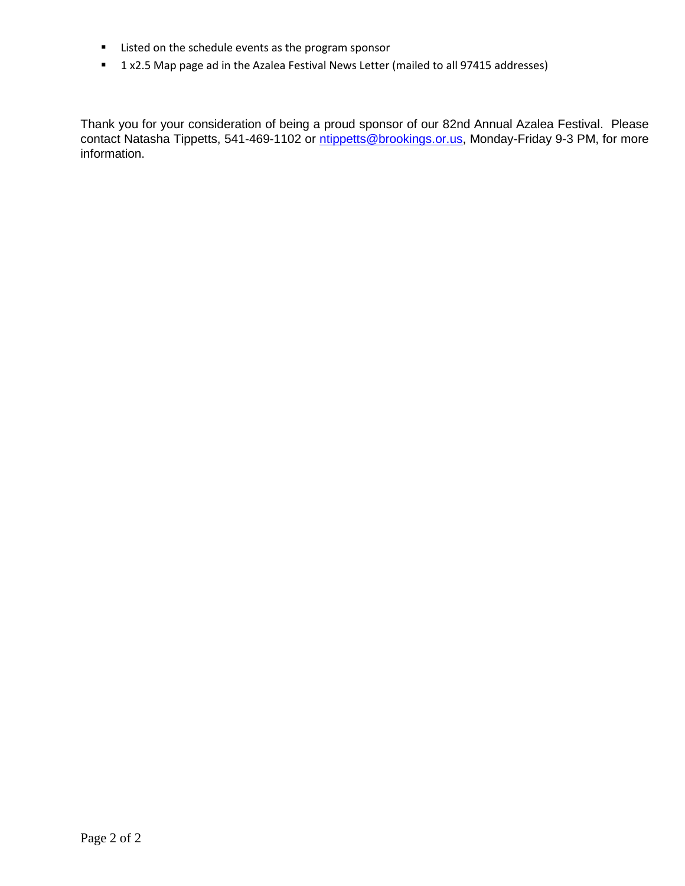- Listed on the schedule events as the program sponsor
- 1 x2.5 Map page ad in the Azalea Festival News Letter (mailed to all 97415 addresses)

Thank you for your consideration of being a proud sponsor of our 82nd Annual Azalea Festival. Please contact Natasha Tippetts, 541-469-1102 or ntippetts@brookings.or.us, Monday-Friday 9-3 PM, for more information.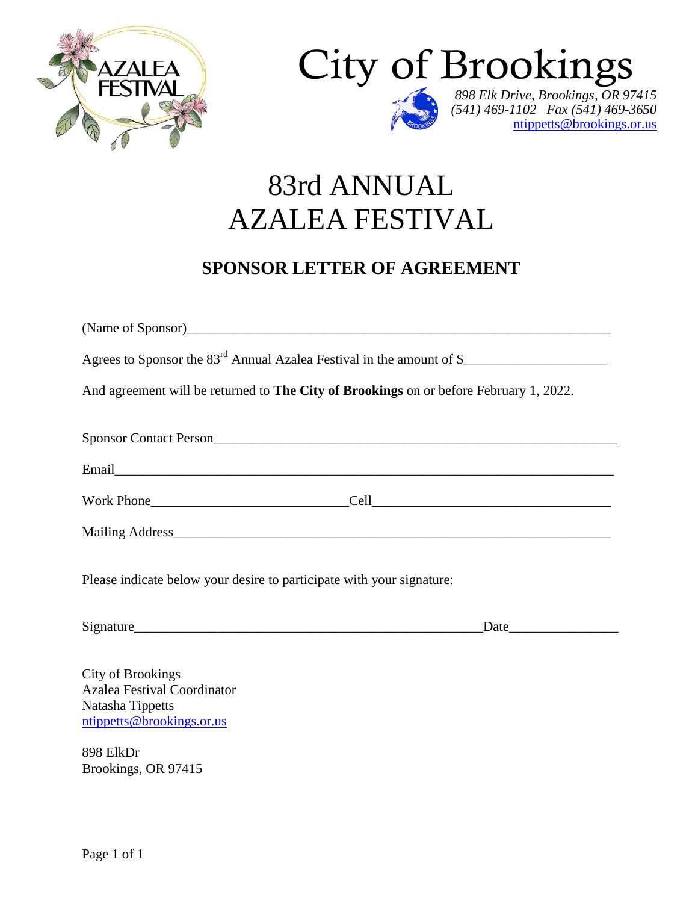# City of Brookings

*898 Elk Drive, Brookings, OR 97415*
*(541) 469-1102   Fax (541) 469-3650*
ntippetts@brookings.or.us

# 83rd ANNUAL AZALEA FESTIVAL

## SPONSOR LETTER OF AGREEMENT

(Name of Sponsor)_______________________________________________________________

Agrees to Sponsor the 83rd Annual Azalea Festival in the amount of $____________________

And agreement will be returned to **The City of Brookings** on or before February 1, 2022.

Sponsor Contact Person_______________________________________________________

Email___________________________________________________________________

Work Phone___________________________Cell__________________________________

Mailing Address____________________________________________________________

Please indicate below your desire to participate with your signature:

Signature_____________________________________________Date_______________

City of Brookings
Azalea Festival Coordinator
Natasha Tippetts
ntippetts@brookings.or.us

898 ElkDr
Brookings, OR 97415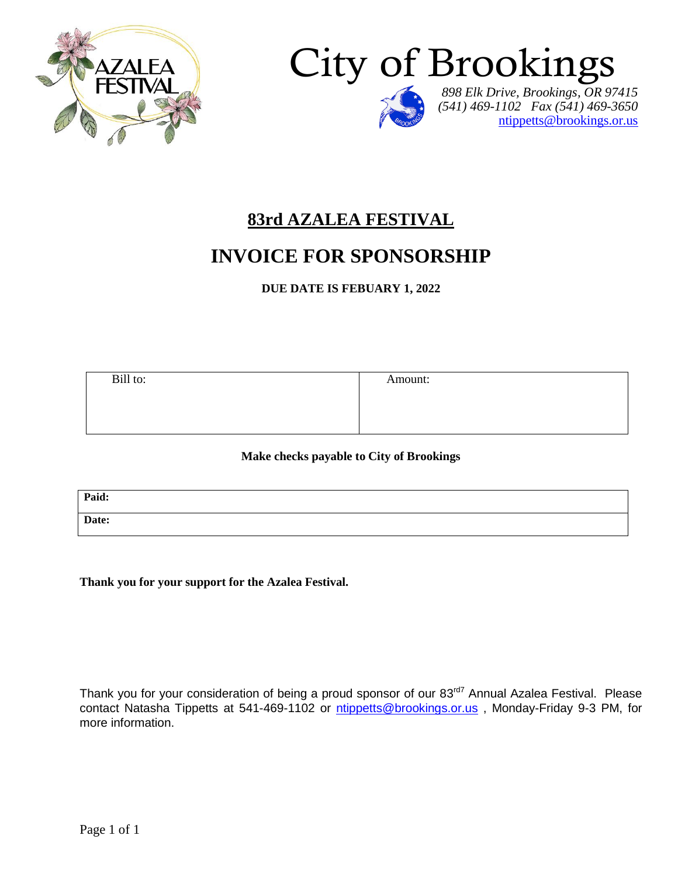AZALEA FESTIVAL

# City of Brookings

*898 Elk Drive, Brookings, OR 97415*
*(541) 469-1102 Fax (541) 469-3650*
ntippetts@brookings.or.us

## 83rd AZALEA FESTIVAL

# INVOICE FOR SPONSORSHIP

**DUE DATE IS FEBUARY 1, 2022**

| | |
|---|---|
| Bill to: | Amount: |

**Make checks payable to City of Brookings**

| | |
|---|---|
| **Paid:** | |
| **Date:** | |

**Thank you for your support for the Azalea Festival.**

Thank you for your consideration of being a proud sponsor of our 83[rd7] Annual Azalea Festival. Please contact Natasha Tippetts at 541-469-1102 or ntippetts@brookings.or.us , Monday-Friday 9-3 PM, for more information.